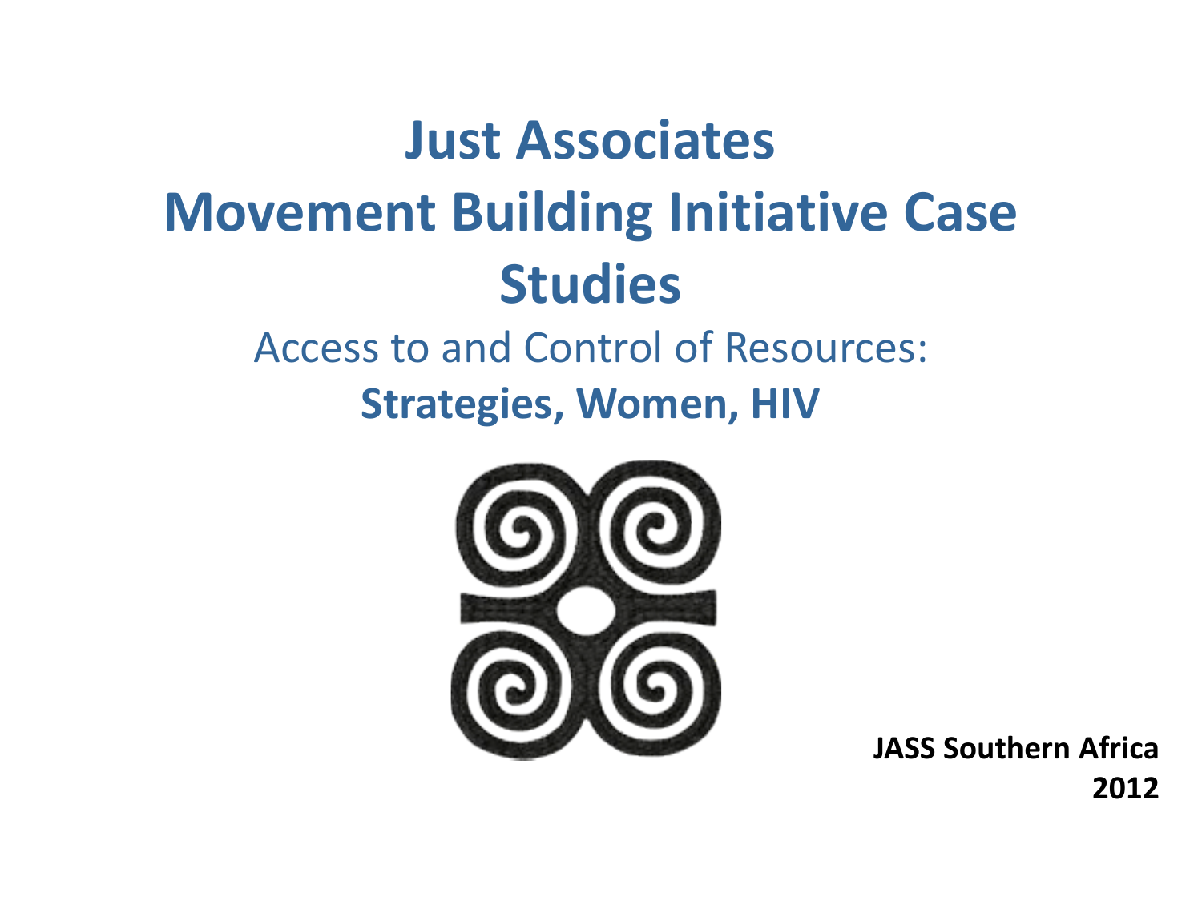# Just Associates
# Movement Building Initiative Case Studies

## Access to and Control of Resources:
## **Strategies, Women, HIV**

**JASS Southern Africa**
**2012**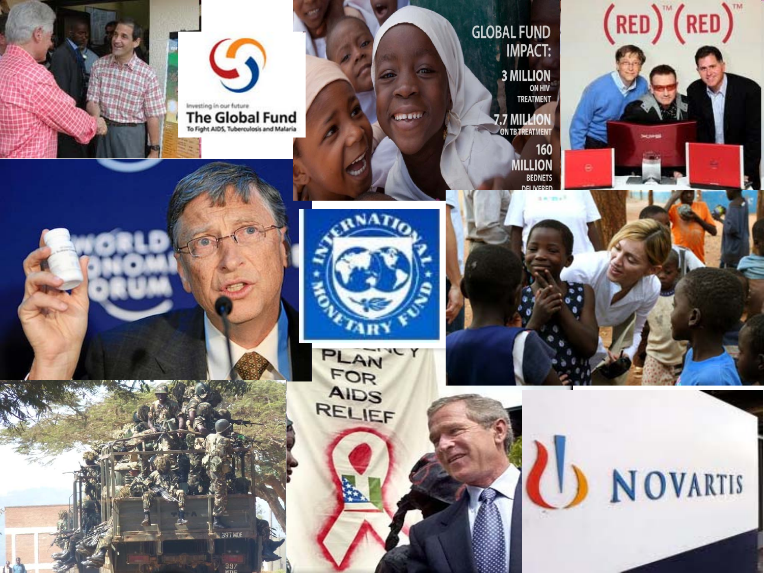Investing in our future

The Global Fund

To Fight AIDS, Tuberculosis and Malaria

GLOBAL FUND IMPACT:

3 MILLION ON HIV TREATMENT

7.7 MILLION ON TB TREATMENT

160 MILLION BEDNETS DELIVERED

(RED)™ (RED)™

WORLD ECONOMIC FORUM

INTERNATIONAL MONETARY FUND

PLAN FOR AIDS RELIEF

NOVARTIS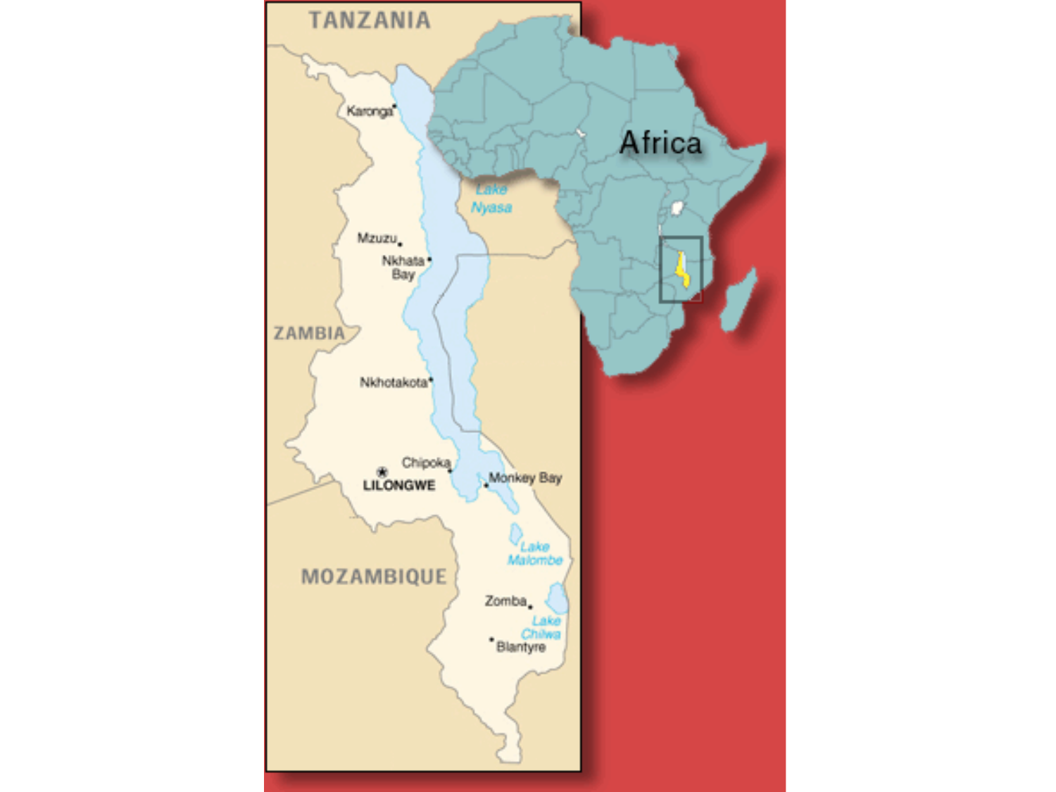TANZANIA

Africa

Karonga

Lake Nyasa

Mzuzu

Nkhata Bay

ZAMBIA

Nkhotakota

Chipoka

LILONGWE

Monkey Bay

Lake Malombe

MOZAMBIQUE

Zomba

Lake Chilwa

Blantyre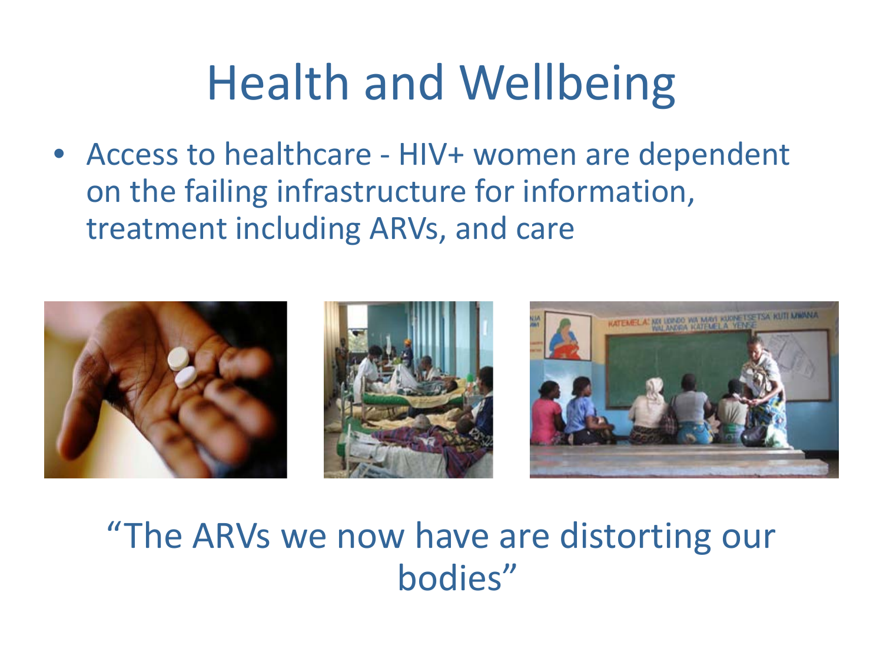# Health and Wellbeing

- Access to healthcare - HIV+ women are dependent on the failing infrastructure for information, treatment including ARVs, and care

"The ARVs we now have are distorting our bodies"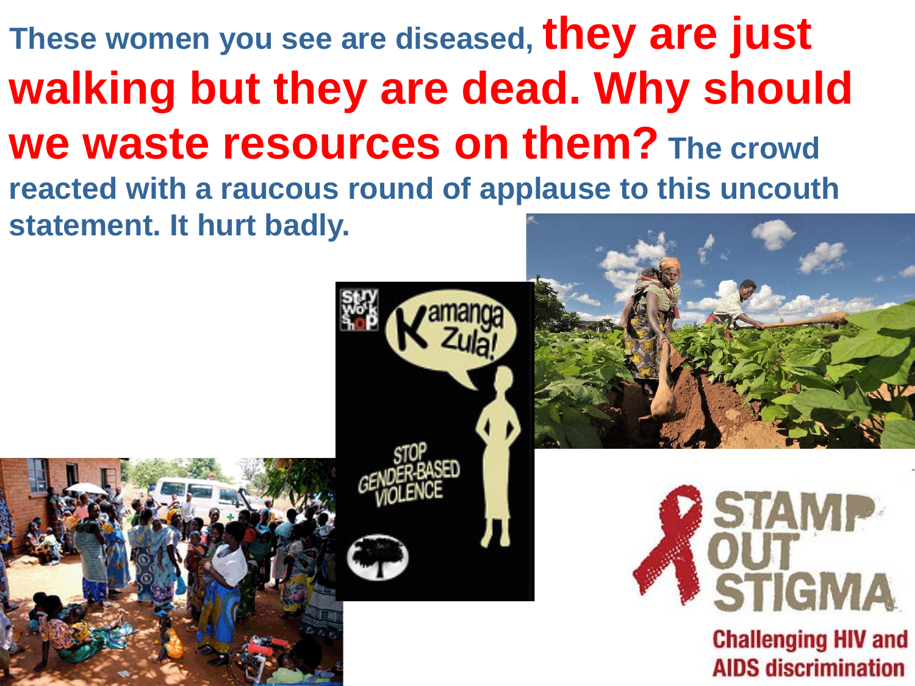**These women you see are diseased, they are just walking but they are dead. Why should we waste resources on them?** The crowd reacted with a raucous round of applause to this uncouth statement. It hurt badly.

Kamanga Zula!

STOP GENDER-BASED VIOLENCE

STAMP OUT STIGMA

Challenging HIV and AIDS discrimination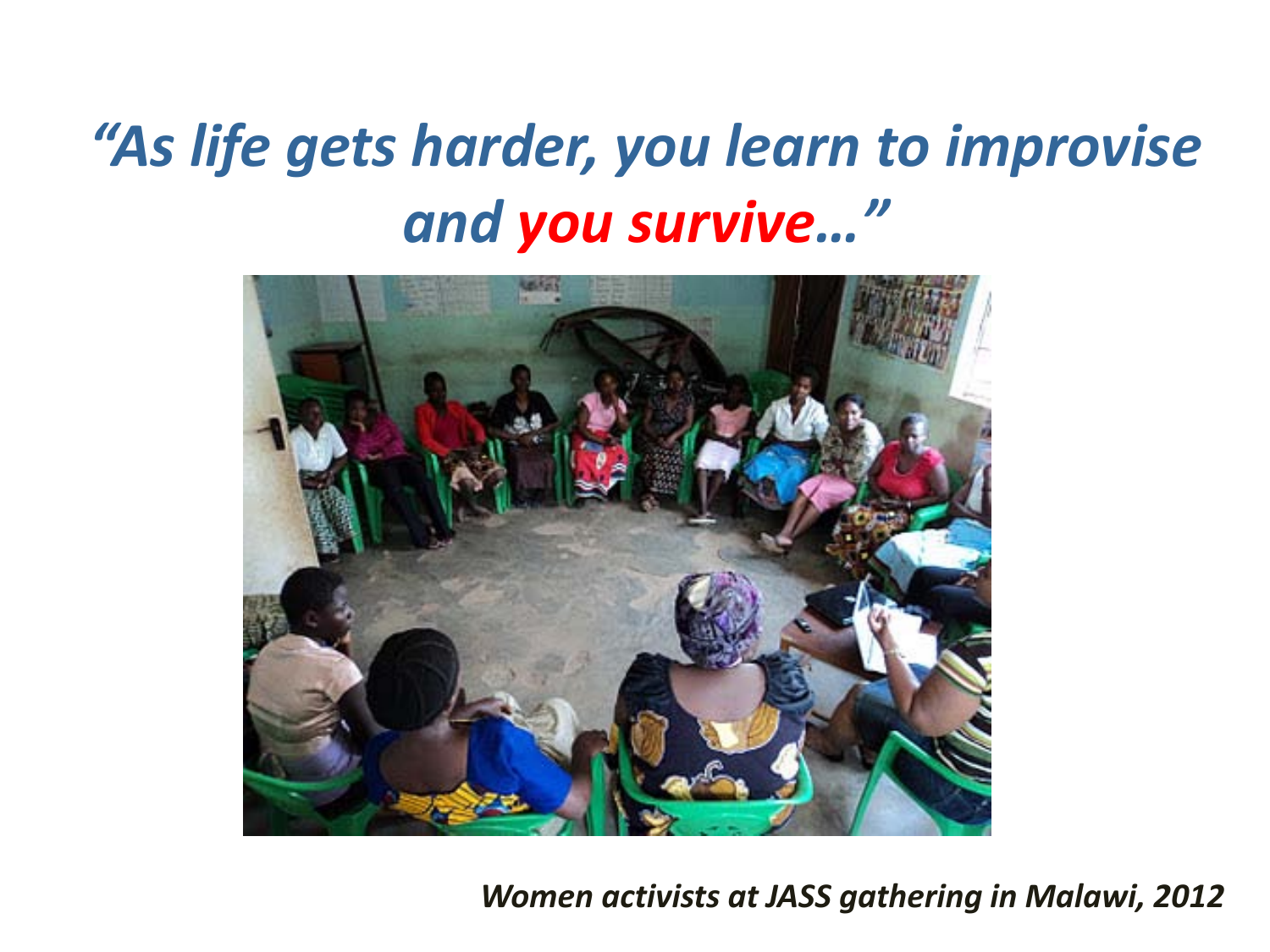# *"As life gets harder, you learn to improvise and you survive…"*

***Women activists at JASS gathering in Malawi, 2012***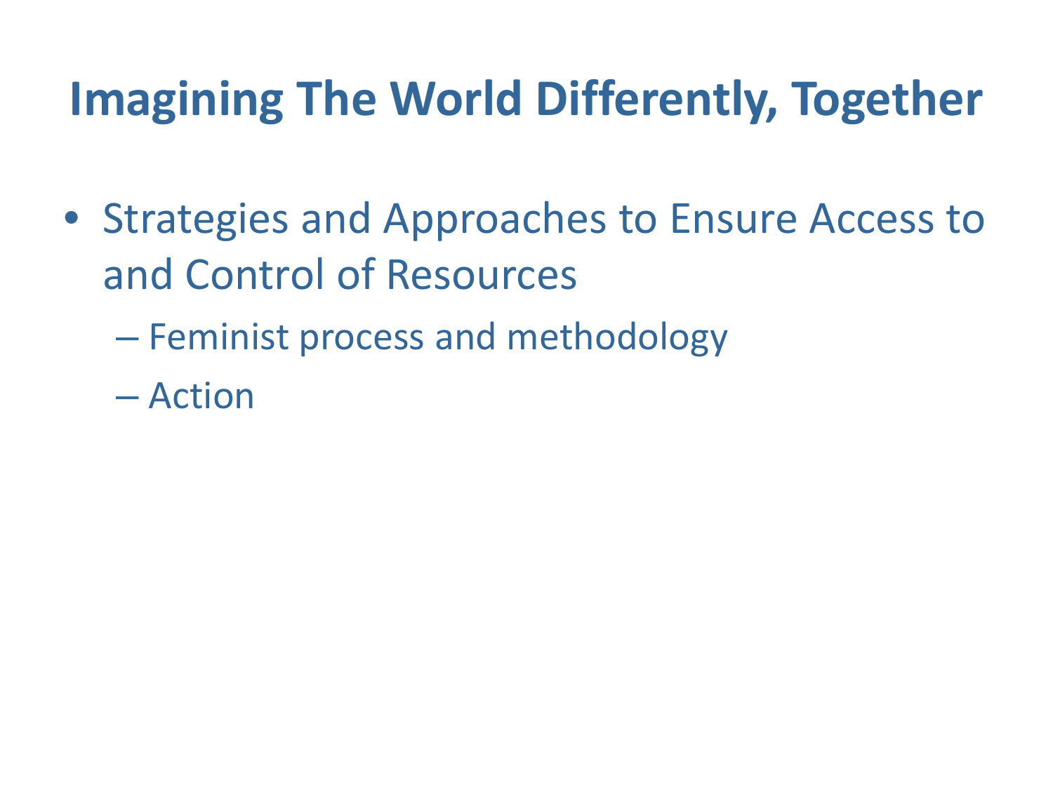# Imagining The World Differently, Together

- Strategies and Approaches to Ensure Access to and Control of Resources
  - Feminist process and methodology
  - Action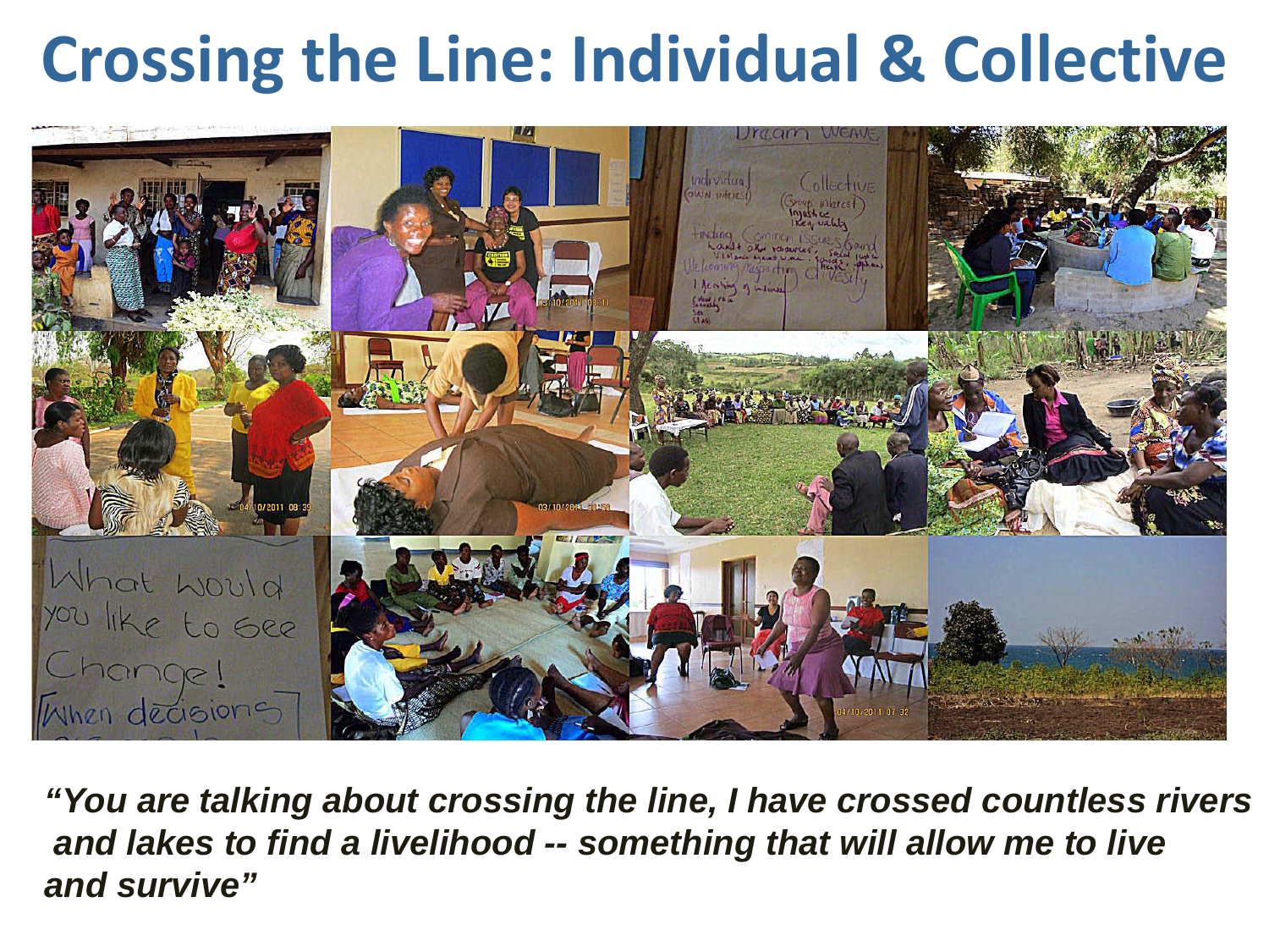# Crossing the Line: Individual & Collective

***"You are talking about crossing the line, I have crossed countless rivers and lakes to find a livelihood -- something that will allow me to live and survive"***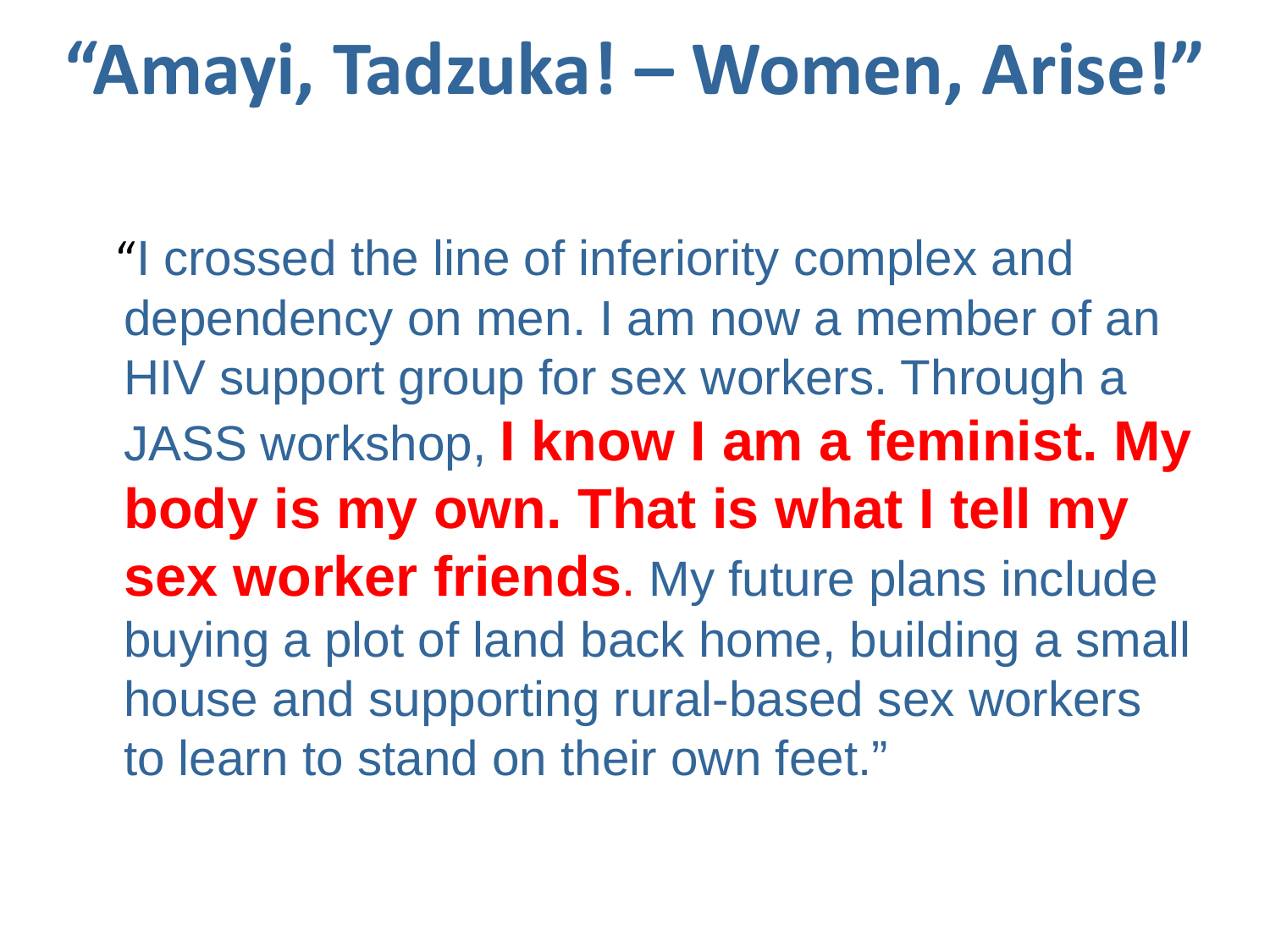# "Amayi, Tadzuka! – Women, Arise!"

"I crossed the line of inferiority complex and dependency on men. I am now a member of an HIV support group for sex workers. Through a JASS workshop, **I know I am a feminist. My body is my own. That is what I tell my sex worker friends**. My future plans include buying a plot of land back home, building a small house and supporting rural-based sex workers to learn to stand on their own feet."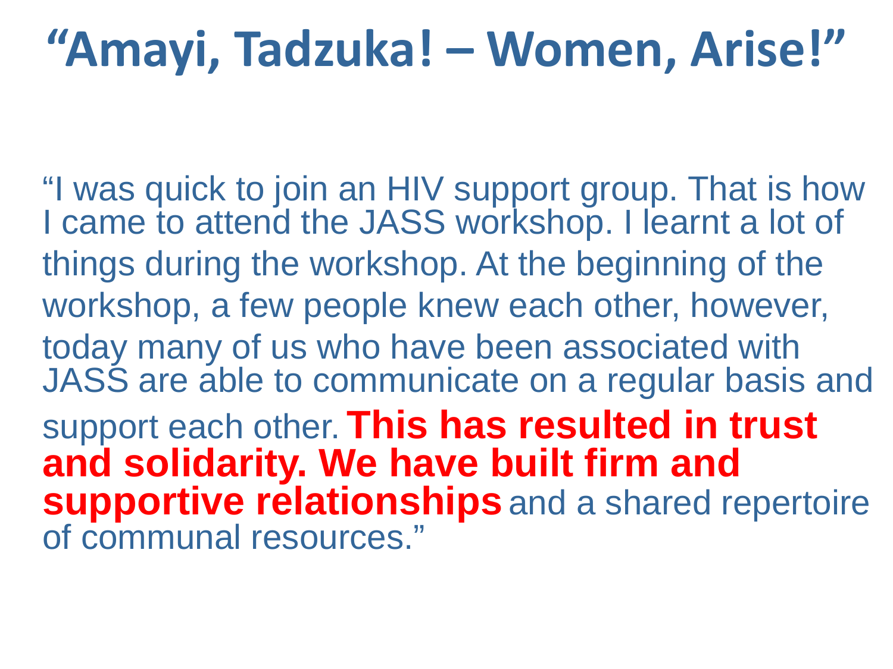# "Amayi, Tadzuka! – Women, Arise!"

"I was quick to join an HIV support group. That is how I came to attend the JASS workshop. I learnt a lot of things during the workshop. At the beginning of the workshop, a few people knew each other, however, today many of us who have been associated with JASS are able to communicate on a regular basis and support each other. **This has resulted in trust and solidarity. We have built firm and supportive relationships** and a shared repertoire of communal resources."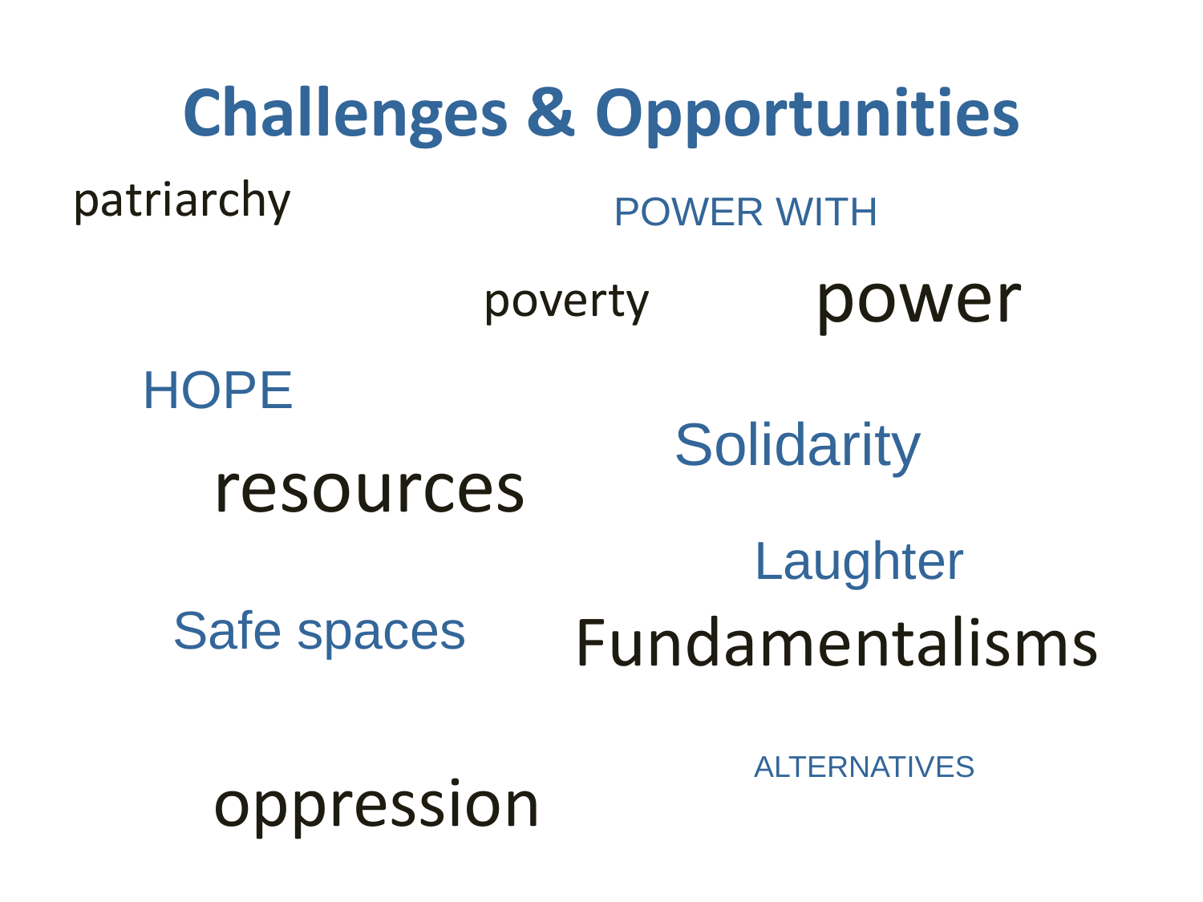# Challenges & Opportunities

patriarchy

POWER WITH

poverty

power

HOPE

Solidarity

resources

Laughter

Safe spaces

Fundamentalisms

ALTERNATIVES

oppression